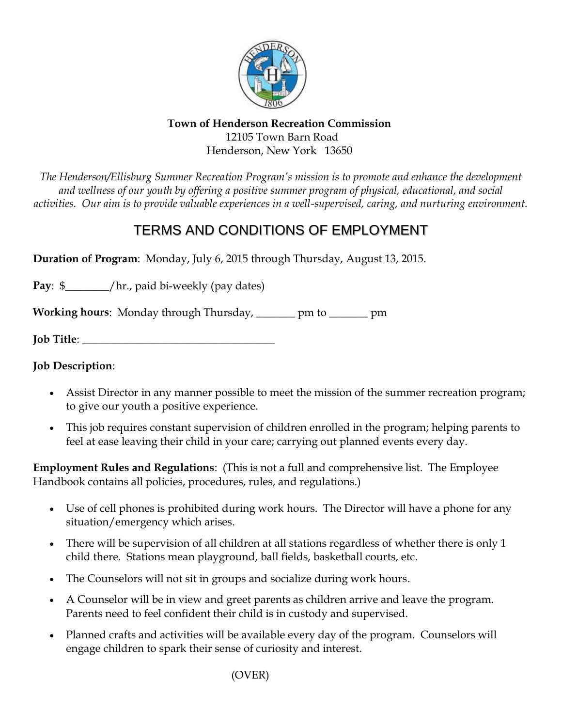**Town of Henderson Recreation Commission**
12105 Town Barn Road
Henderson, New York 13650

*The Henderson/Ellisburg Summer Recreation Program's mission is to promote and enhance the development and wellness of our youth by offering a positive summer program of physical, educational, and social activities. Our aim is to provide valuable experiences in a well-supervised, caring, and nurturing environment.*

# TERMS AND CONDITIONS OF EMPLOYMENT

**Duration of Program**: Monday, July 6, 2015 through Thursday, August 13, 2015.

**Pay**: $________/hr., paid bi-weekly (pay dates)

**Working hours**: Monday through Thursday, _______ pm to _______ pm

**Job Title**: ___________________________________

**Job Description**:

- Assist Director in any manner possible to meet the mission of the summer recreation program; to give our youth a positive experience.
- This job requires constant supervision of children enrolled in the program; helping parents to feel at ease leaving their child in your care; carrying out planned events every day.

**Employment Rules and Regulations**: (This is not a full and comprehensive list. The Employee Handbook contains all policies, procedures, rules, and regulations.)

- Use of cell phones is prohibited during work hours. The Director will have a phone for any situation/emergency which arises.
- There will be supervision of all children at all stations regardless of whether there is only 1 child there. Stations mean playground, ball fields, basketball courts, etc.
- The Counselors will not sit in groups and socialize during work hours.
- A Counselor will be in view and greet parents as children arrive and leave the program. Parents need to feel confident their child is in custody and supervised.
- Planned crafts and activities will be available every day of the program. Counselors will engage children to spark their sense of curiosity and interest.

(OVER)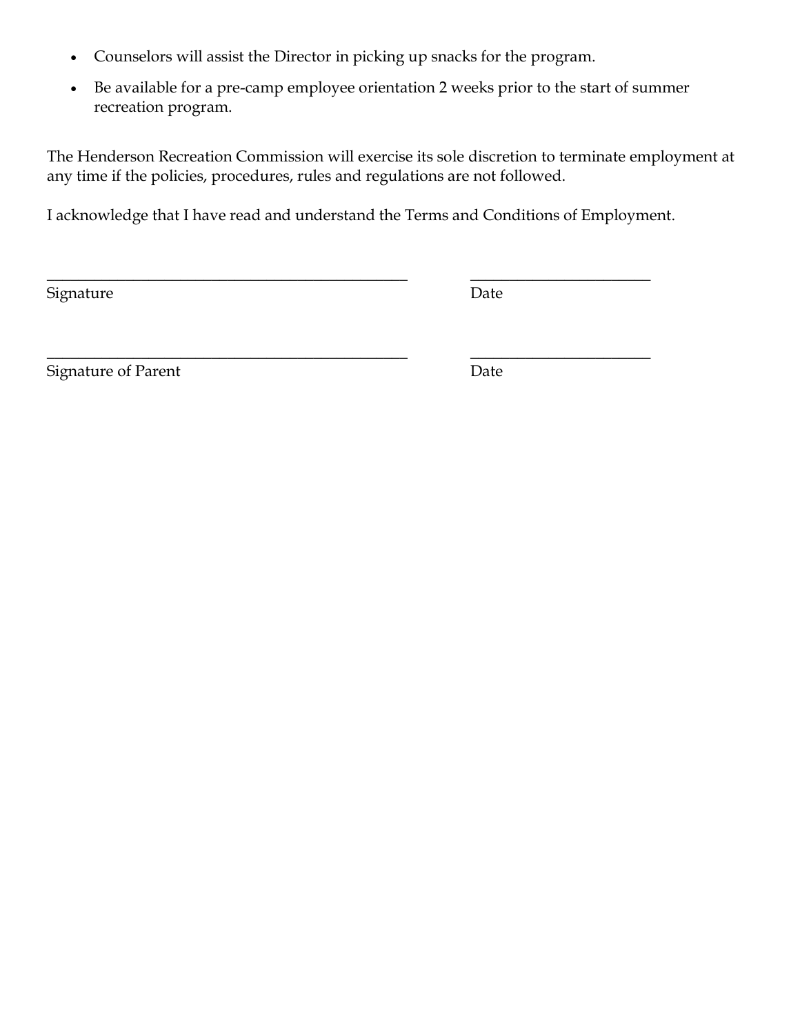- Counselors will assist the Director in picking up snacks for the program.
- Be available for a pre-camp employee orientation 2 weeks prior to the start of summer recreation program.

The Henderson Recreation Commission will exercise its sole discretion to terminate employment at any time if the policies, procedures, rules and regulations are not followed.

I acknowledge that I have read and understand the Terms and Conditions of Employment.

_______________________________________________ ________________________

Signature Date

_______________________________________________ ________________________

Signature of Parent Date